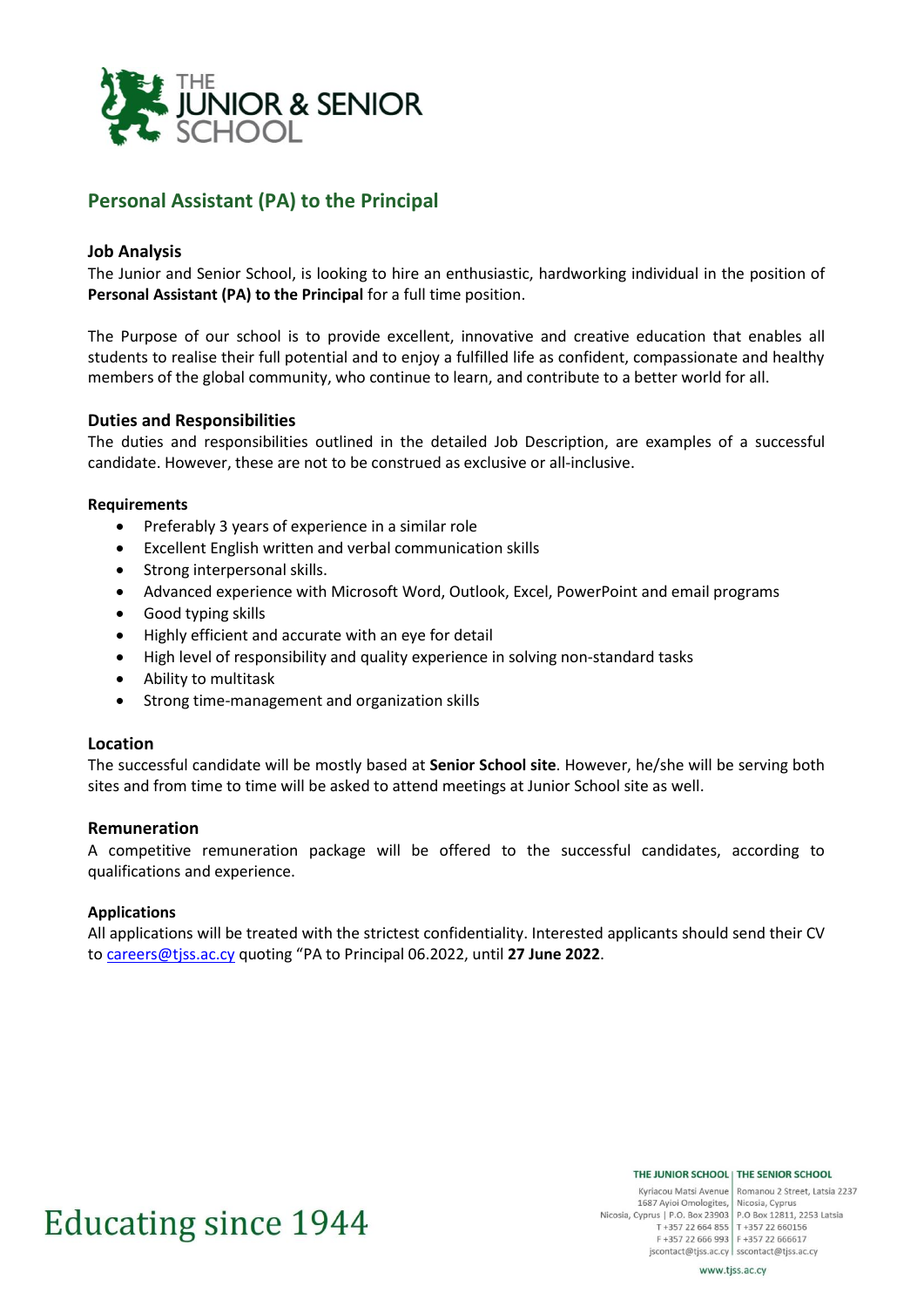THE JUNIOR & SENIOR SCHOOL

# Personal Assistant (PA) to the Principal

## Job Analysis

The Junior and Senior School, is looking to hire an enthusiastic, hardworking individual in the position of **Personal Assistant (PA) to the Principal** for a full time position.

The Purpose of our school is to provide excellent, innovative and creative education that enables all students to realise their full potential and to enjoy a fulfilled life as confident, compassionate and healthy members of the global community, who continue to learn, and contribute to a better world for all.

## Duties and Responsibilities

The duties and responsibilities outlined in the detailed Job Description, are examples of a successful candidate. However, these are not to be construed as exclusive or all-inclusive.

### Requirements

- Preferably 3 years of experience in a similar role
- Excellent English written and verbal communication skills
- Strong interpersonal skills.
- Advanced experience with Microsoft Word, Outlook, Excel, PowerPoint and email programs
- Good typing skills
- Highly efficient and accurate with an eye for detail
- High level of responsibility and quality experience in solving non-standard tasks
- Ability to multitask
- Strong time-management and organization skills

## Location

The successful candidate will be mostly based at **Senior School site**. However, he/she will be serving both sites and from time to time will be asked to attend meetings at Junior School site as well.

## Remuneration

A competitive remuneration package will be offered to the successful candidates, according to qualifications and experience.

### Applications

All applications will be treated with the strictest confidentiality. Interested applicants should send their CV to careers@tjss.ac.cy quoting "PA to Principal 06.2022, until **27 June 2022**.

Educating since 1944

**THE JUNIOR SCHOOL**
Kyriacou Matsi Avenue
1687 Ayioi Omologites,
Nicosia, Cyprus | P.O. Box 23903
T +357 22 664 855
F +357 22 666 993
jscontact@tjss.ac.cy

**THE SENIOR SCHOOL**
Romanou 2 Street, Latsia 2237
Nicosia, Cyprus
P.O Box 12811, 2253 Latsia
T +357 22 660156
F +357 22 666617
sscontact@tjss.ac.cy

www.tjss.ac.cy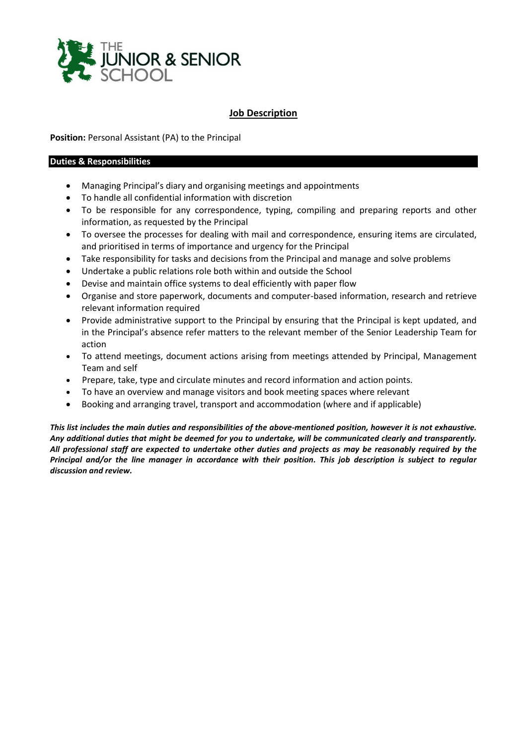THE JUNIOR & SENIOR SCHOOL

# Job Description

**Position:** Personal Assistant (PA) to the Principal

## Duties & Responsibilities

- Managing Principal's diary and organising meetings and appointments
- To handle all confidential information with discretion
- To be responsible for any correspondence, typing, compiling and preparing reports and other information, as requested by the Principal
- To oversee the processes for dealing with mail and correspondence, ensuring items are circulated, and prioritised in terms of importance and urgency for the Principal
- Take responsibility for tasks and decisions from the Principal and manage and solve problems
- Undertake a public relations role both within and outside the School
- Devise and maintain office systems to deal efficiently with paper flow
- Organise and store paperwork, documents and computer-based information, research and retrieve relevant information required
- Provide administrative support to the Principal by ensuring that the Principal is kept updated, and in the Principal's absence refer matters to the relevant member of the Senior Leadership Team for action
- To attend meetings, document actions arising from meetings attended by Principal, Management Team and self
- Prepare, take, type and circulate minutes and record information and action points.
- To have an overview and manage visitors and book meeting spaces where relevant
- Booking and arranging travel, transport and accommodation (where and if applicable)

***This list includes the main duties and responsibilities of the above-mentioned position, however it is not exhaustive. Any additional duties that might be deemed for you to undertake, will be communicated clearly and transparently. All professional staff are expected to undertake other duties and projects as may be reasonably required by the Principal and/or the line manager in accordance with their position. This job description is subject to regular discussion and review.***